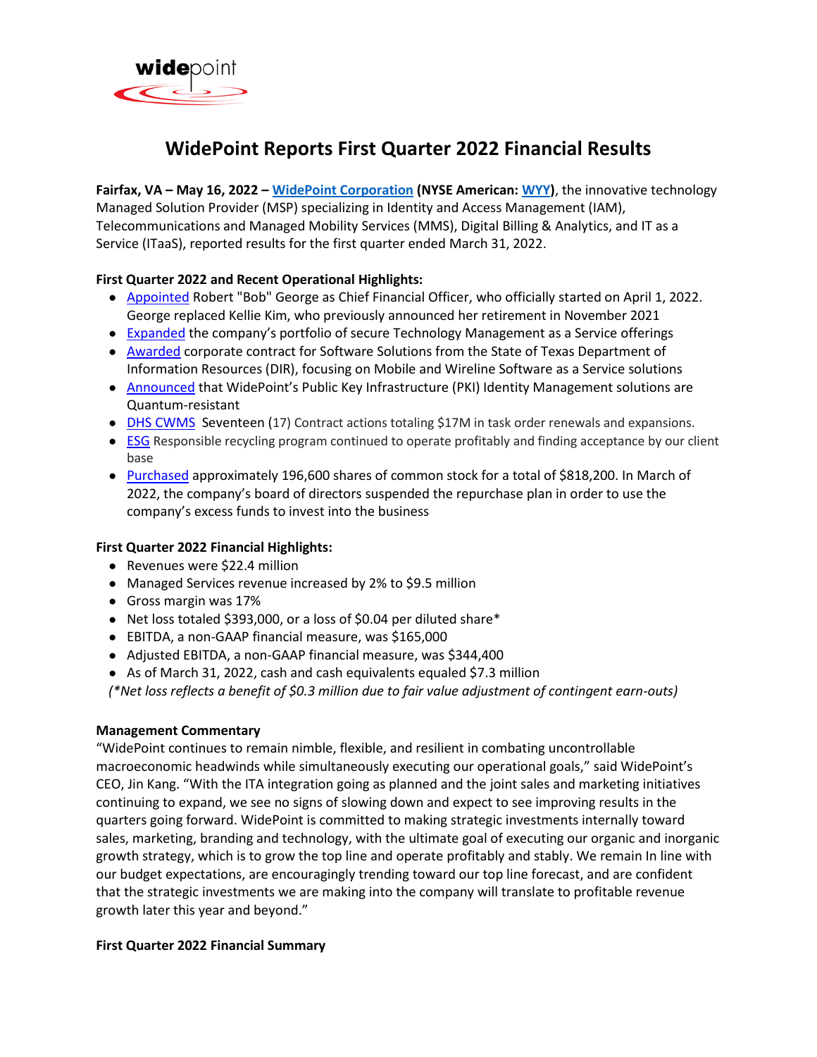# WidePoint Reports First Quarter 2022 Financial Results

**Fairfax, VA – May 16, 2022 – WidePoint Corporation (NYSE American: WYY)**, the innovative technology Managed Solution Provider (MSP) specializing in Identity and Access Management (IAM), Telecommunications and Managed Mobility Services (MMS), Digital Billing & Analytics, and IT as a Service (ITaaS), reported results for the first quarter ended March 31, 2022.

**First Quarter 2022 and Recent Operational Highlights:**

- Appointed Robert "Bob" George as Chief Financial Officer, who officially started on April 1, 2022. George replaced Kellie Kim, who previously announced her retirement in November 2021
- Expanded the company's portfolio of secure Technology Management as a Service offerings
- Awarded corporate contract for Software Solutions from the State of Texas Department of Information Resources (DIR), focusing on Mobile and Wireline Software as a Service solutions
- Announced that WidePoint's Public Key Infrastructure (PKI) Identity Management solutions are Quantum-resistant
- DHS CWMS Seventeen (17) Contract actions totaling $17M in task order renewals and expansions.
- ESG Responsible recycling program continued to operate profitably and finding acceptance by our client base
- Purchased approximately 196,600 shares of common stock for a total of $818,200. In March of 2022, the company's board of directors suspended the repurchase plan in order to use the company's excess funds to invest into the business

**First Quarter 2022 Financial Highlights:**

- Revenues were $22.4 million
- Managed Services revenue increased by 2% to $9.5 million
- Gross margin was 17%
- Net loss totaled $393,000, or a loss of $0.04 per diluted share*
- EBITDA, a non-GAAP financial measure, was $165,000
- Adjusted EBITDA, a non-GAAP financial measure, was $344,400
- As of March 31, 2022, cash and cash equivalents equaled $7.3 million

*(*Net loss reflects a benefit of $0.3 million due to fair value adjustment of contingent earn-outs)*

**Management Commentary**

"WidePoint continues to remain nimble, flexible, and resilient in combating uncontrollable macroeconomic headwinds while simultaneously executing our operational goals," said WidePoint's CEO, Jin Kang. "With the ITA integration going as planned and the joint sales and marketing initiatives continuing to expand, we see no signs of slowing down and expect to see improving results in the quarters going forward. WidePoint is committed to making strategic investments internally toward sales, marketing, branding and technology, with the ultimate goal of executing our organic and inorganic growth strategy, which is to grow the top line and operate profitably and stably. We remain In line with our budget expectations, are encouragingly trending toward our top line forecast, and are confident that the strategic investments we are making into the company will translate to profitable revenue growth later this year and beyond."

**First Quarter 2022 Financial Summary**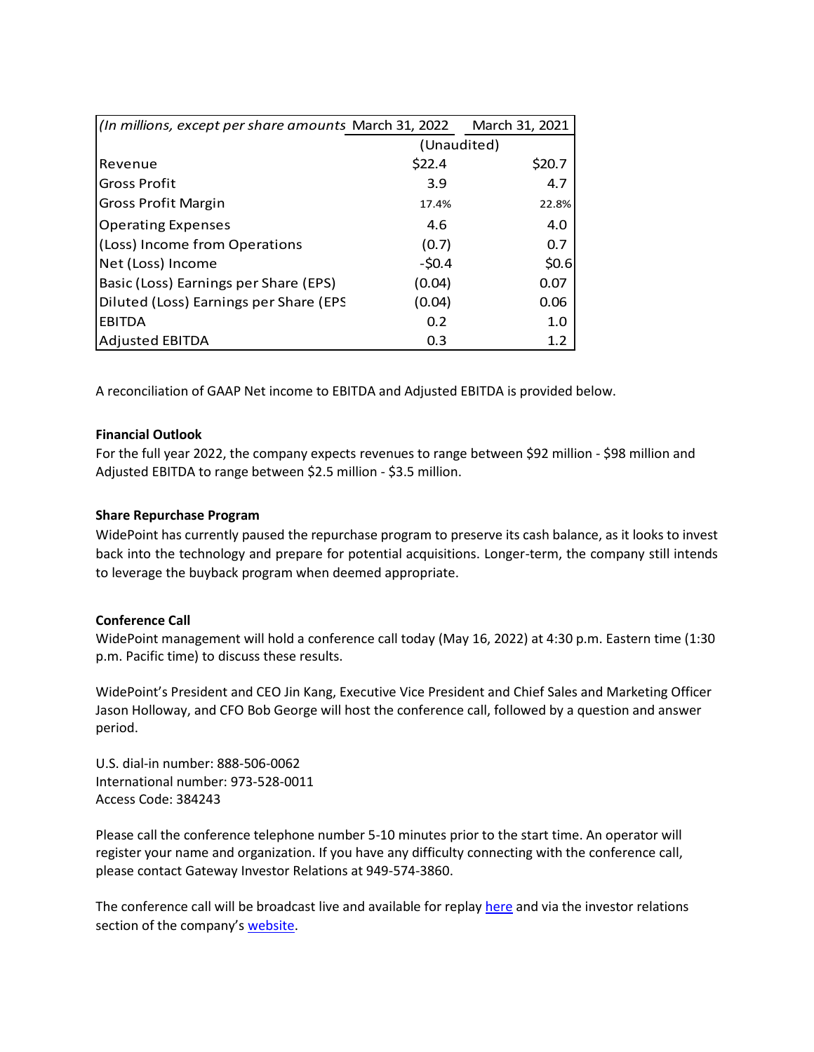| (In millions, except per share amounts | March 31, 2022 | March 31, 2021 |
|---|---|---|
| | (Unaudited) | |
| Revenue | $22.4 | $20.7 |
| Gross Profit | 3.9 | 4.7 |
| Gross Profit Margin | 17.4% | 22.8% |
| Operating Expenses | 4.6 | 4.0 |
| (Loss) Income from Operations | (0.7) | 0.7 |
| Net (Loss) Income | -$0.4 | $0.6 |
| Basic (Loss) Earnings per Share (EPS) | (0.04) | 0.07 |
| Diluted (Loss) Earnings per Share (EPS | (0.04) | 0.06 |
| EBITDA | 0.2 | 1.0 |
| Adjusted EBITDA | 0.3 | 1.2 |

A reconciliation of GAAP Net income to EBITDA and Adjusted EBITDA is provided below.

**Financial Outlook**

For the full year 2022, the company expects revenues to range between $92 million - $98 million and Adjusted EBITDA to range between $2.5 million - $3.5 million.

**Share Repurchase Program**

WidePoint has currently paused the repurchase program to preserve its cash balance, as it looks to invest back into the technology and prepare for potential acquisitions. Longer-term, the company still intends to leverage the buyback program when deemed appropriate.

**Conference Call**

WidePoint management will hold a conference call today (May 16, 2022) at 4:30 p.m. Eastern time (1:30 p.m. Pacific time) to discuss these results.

WidePoint's President and CEO Jin Kang, Executive Vice President and Chief Sales and Marketing Officer Jason Holloway, and CFO Bob George will host the conference call, followed by a question and answer period.

U.S. dial-in number: 888-506-0062
International number: 973-528-0011
Access Code: 384243

Please call the conference telephone number 5-10 minutes prior to the start time. An operator will register your name and organization. If you have any difficulty connecting with the conference call, please contact Gateway Investor Relations at 949-574-3860.

The conference call will be broadcast live and available for replay here and via the investor relations section of the company's website.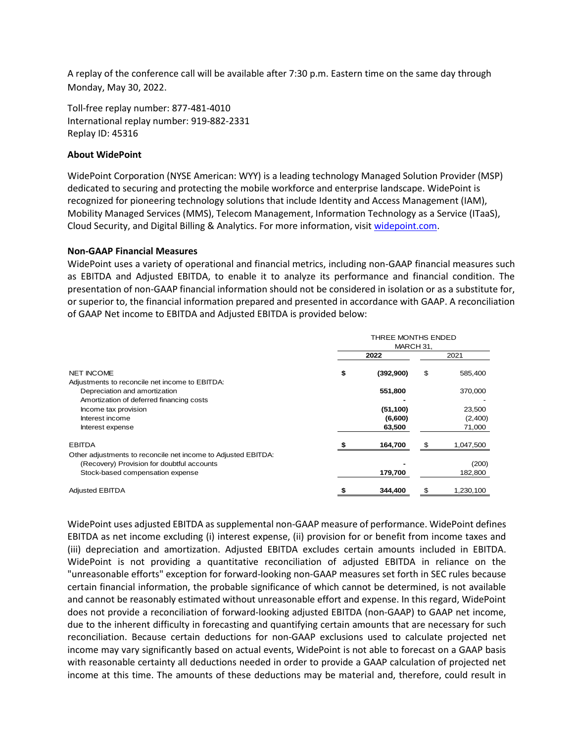A replay of the conference call will be available after 7:30 p.m. Eastern time on the same day through Monday, May 30, 2022.

Toll-free replay number: 877-481-4010
International replay number: 919-882-2331
Replay ID: 45316

**About WidePoint**

WidePoint Corporation (NYSE American: WYY) is a leading technology Managed Solution Provider (MSP) dedicated to securing and protecting the mobile workforce and enterprise landscape. WidePoint is recognized for pioneering technology solutions that include Identity and Access Management (IAM), Mobility Managed Services (MMS), Telecom Management, Information Technology as a Service (ITaaS), Cloud Security, and Digital Billing & Analytics. For more information, visit widepoint.com.

**Non-GAAP Financial Measures**

WidePoint uses a variety of operational and financial metrics, including non-GAAP financial measures such as EBITDA and Adjusted EBITDA, to enable it to analyze its performance and financial condition. The presentation of non-GAAP financial information should not be considered in isolation or as a substitute for, or superior to, the financial information prepared and presented in accordance with GAAP. A reconciliation of GAAP Net income to EBITDA and Adjusted EBITDA is provided below:

| | THREE MONTHS ENDED MARCH 31, | |
|---|---|---|
| | **2022** | 2021 |
| NET INCOME | **$ (392,900)** | $ 585,400 |
| Adjustments to reconcile net income to EBITDA: | | |
| Depreciation and amortization | **551,800** | 370,000 |
| Amortization of deferred financing costs | **-** | - |
| Income tax provision | **(51,100)** | 23,500 |
| Interest income | **(6,600)** | (2,400) |
| Interest expense | **63,500** | 71,000 |
| EBITDA | **$ 164,700** | $ 1,047,500 |
| Other adjustments to reconcile net income to Adjusted EBITDA: | | |
| (Recovery) Provision for doubtful accounts | **-** | (200) |
| Stock-based compensation expense | **179,700** | 182,800 |
| Adjusted EBITDA | **$ 344,400** | $ 1,230,100 |

WidePoint uses adjusted EBITDA as supplemental non-GAAP measure of performance. WidePoint defines EBITDA as net income excluding (i) interest expense, (ii) provision for or benefit from income taxes and (iii) depreciation and amortization. Adjusted EBITDA excludes certain amounts included in EBITDA. WidePoint is not providing a quantitative reconciliation of adjusted EBITDA in reliance on the "unreasonable efforts" exception for forward-looking non-GAAP measures set forth in SEC rules because certain financial information, the probable significance of which cannot be determined, is not available and cannot be reasonably estimated without unreasonable effort and expense. In this regard, WidePoint does not provide a reconciliation of forward-looking adjusted EBITDA (non-GAAP) to GAAP net income, due to the inherent difficulty in forecasting and quantifying certain amounts that are necessary for such reconciliation. Because certain deductions for non-GAAP exclusions used to calculate projected net income may vary significantly based on actual events, WidePoint is not able to forecast on a GAAP basis with reasonable certainty all deductions needed in order to provide a GAAP calculation of projected net income at this time. The amounts of these deductions may be material and, therefore, could result in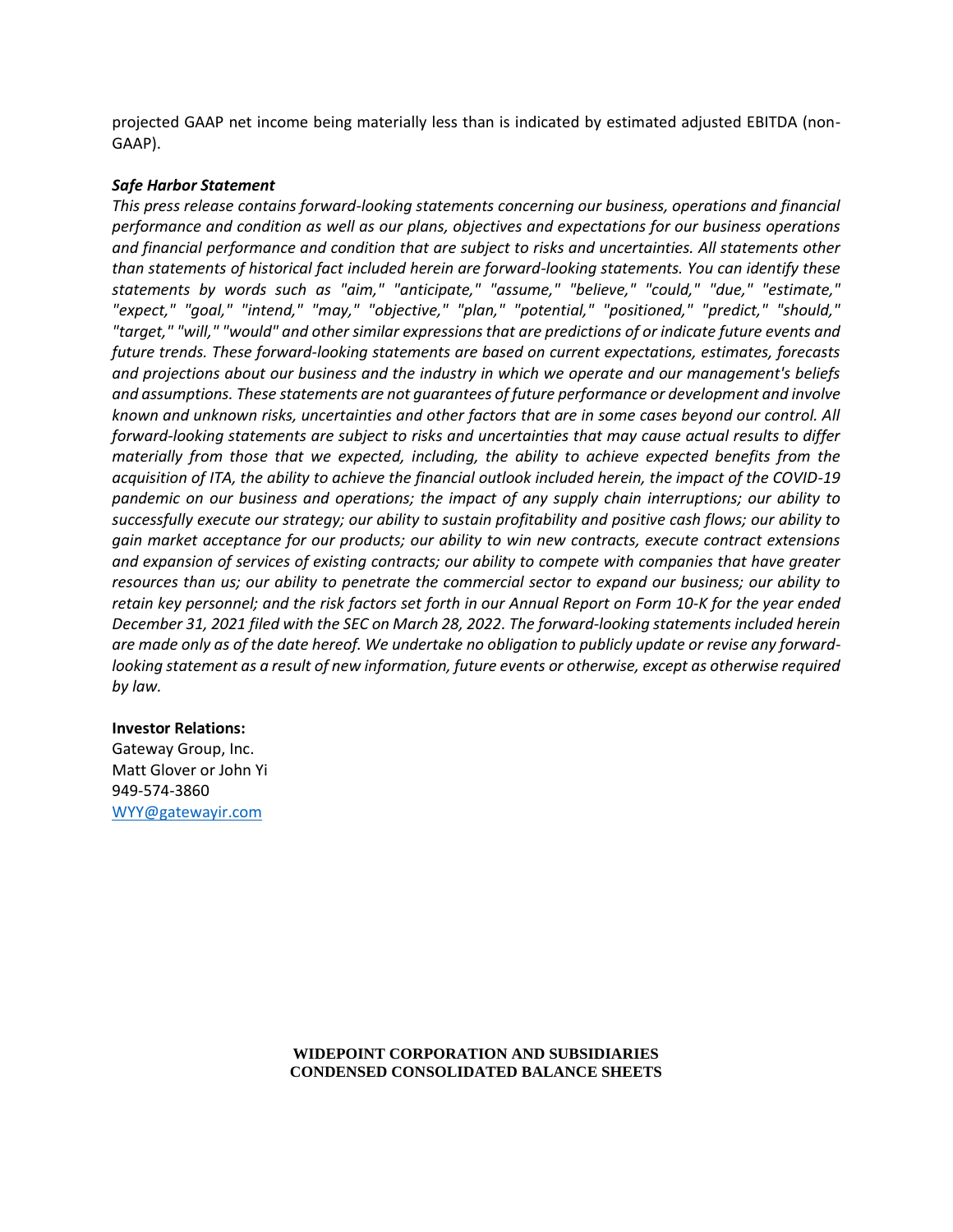projected GAAP net income being materially less than is indicated by estimated adjusted EBITDA (non-GAAP).

***Safe Harbor Statement***

*This press release contains forward-looking statements concerning our business, operations and financial performance and condition as well as our plans, objectives and expectations for our business operations and financial performance and condition that are subject to risks and uncertainties. All statements other than statements of historical fact included herein are forward-looking statements. You can identify these statements by words such as "aim," "anticipate," "assume," "believe," "could," "due," "estimate," "expect," "goal," "intend," "may," "objective," "plan," "potential," "positioned," "predict," "should," "target," "will," "would" and other similar expressions that are predictions of or indicate future events and future trends. These forward-looking statements are based on current expectations, estimates, forecasts and projections about our business and the industry in which we operate and our management's beliefs and assumptions. These statements are not guarantees of future performance or development and involve known and unknown risks, uncertainties and other factors that are in some cases beyond our control. All forward-looking statements are subject to risks and uncertainties that may cause actual results to differ materially from those that we expected, including, the ability to achieve expected benefits from the acquisition of ITA, the ability to achieve the financial outlook included herein, the impact of the COVID-19 pandemic on our business and operations; the impact of any supply chain interruptions; our ability to successfully execute our strategy; our ability to sustain profitability and positive cash flows; our ability to gain market acceptance for our products; our ability to win new contracts, execute contract extensions and expansion of services of existing contracts; our ability to compete with companies that have greater resources than us; our ability to penetrate the commercial sector to expand our business; our ability to retain key personnel; and the risk factors set forth in our Annual Report on Form 10-K for the year ended December 31, 2021 filed with the SEC on March 28, 2022. The forward-looking statements included herein are made only as of the date hereof. We undertake no obligation to publicly update or revise any forward-looking statement as a result of new information, future events or otherwise, except as otherwise required by law.*

**Investor Relations:**
Gateway Group, Inc.
Matt Glover or John Yi
949-574-3860
WYY@gatewayir.com

**WIDEPOINT CORPORATION AND SUBSIDIARIES**
**CONDENSED CONSOLIDATED BALANCE SHEETS**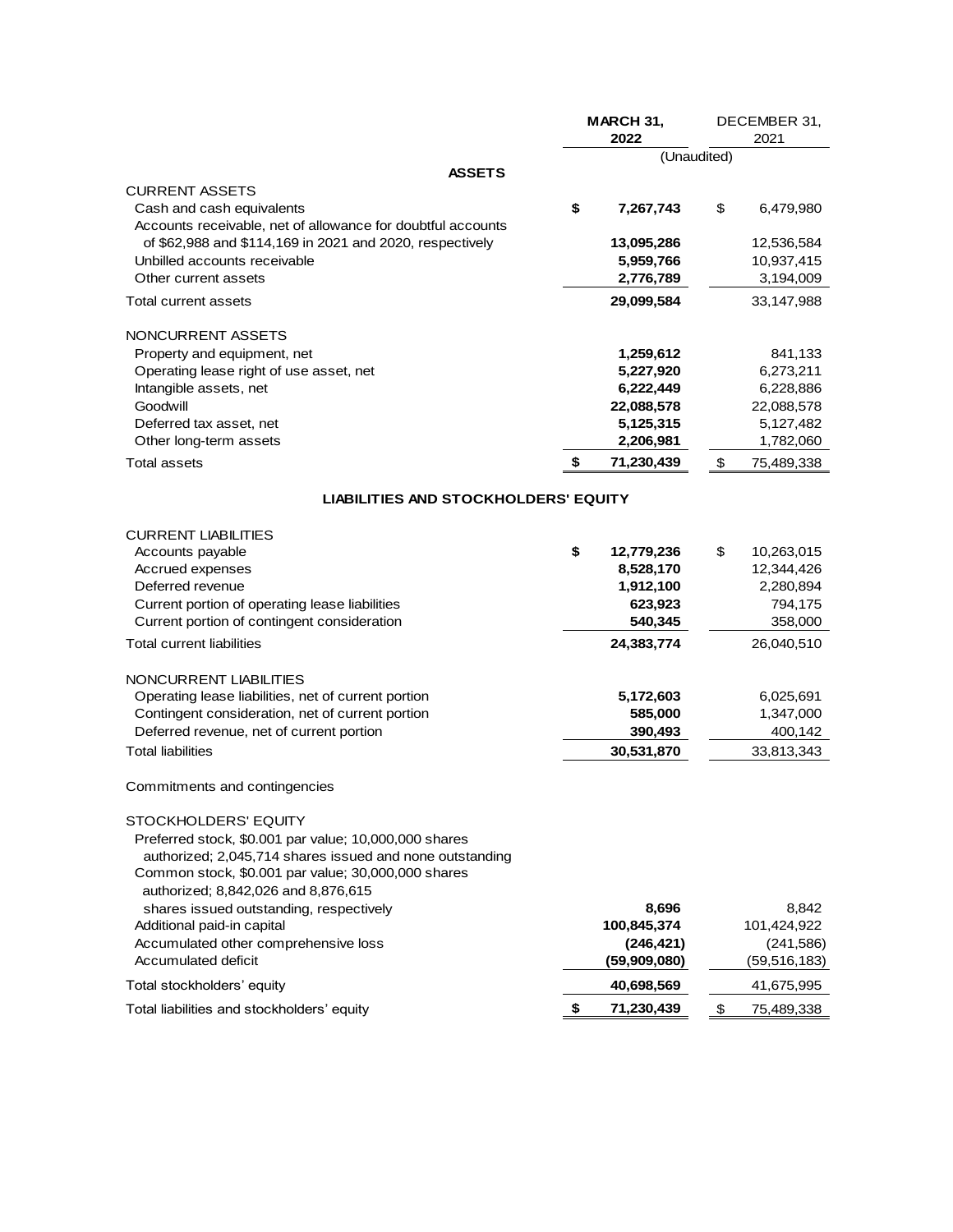| | MARCH 31, 2022 | DECEMBER 31, 2021 |
|---|---|---|
| | (Unaudited) | |
| **ASSETS** | | |
| CURRENT ASSETS | | |
| Cash and cash equivalents | **$ 7,267,743** | $ 6,479,980 |
| Accounts receivable, net of allowance for doubtful accounts of $62,988 and $114,169 in 2021 and 2020, respectively | **13,095,286** | 12,536,584 |
| Unbilled accounts receivable | **5,959,766** | 10,937,415 |
| Other current assets | **2,776,789** | 3,194,009 |
| Total current assets | **29,099,584** | 33,147,988 |
| NONCURRENT ASSETS | | |
| Property and equipment, net | **1,259,612** | 841,133 |
| Operating lease right of use asset, net | **5,227,920** | 6,273,211 |
| Intangible assets, net | **6,222,449** | 6,228,886 |
| Goodwill | **22,088,578** | 22,088,578 |
| Deferred tax asset, net | **5,125,315** | 5,127,482 |
| Other long-term assets | **2,206,981** | 1,782,060 |
| Total assets | **$ 71,230,439** | $ 75,489,338 |
| **LIABILITIES AND STOCKHOLDERS' EQUITY** | | |
| CURRENT LIABILITIES | | |
| Accounts payable | **$ 12,779,236** | $ 10,263,015 |
| Accrued expenses | **8,528,170** | 12,344,426 |
| Deferred revenue | **1,912,100** | 2,280,894 |
| Current portion of operating lease liabilities | **623,923** | 794,175 |
| Current portion of contingent consideration | **540,345** | 358,000 |
| Total current liabilities | **24,383,774** | 26,040,510 |
| NONCURRENT LIABILITIES | | |
| Operating lease liabilities, net of current portion | **5,172,603** | 6,025,691 |
| Contingent consideration, net of current portion | **585,000** | 1,347,000 |
| Deferred revenue, net of current portion | **390,493** | 400,142 |
| Total liabilities | **30,531,870** | 33,813,343 |
| Commitments and contingencies | | |
| STOCKHOLDERS' EQUITY | | |
| Preferred stock, $0.001 par value; 10,000,000 shares authorized; 2,045,714 shares issued and none outstanding | | |
| Common stock, $0.001 par value; 30,000,000 shares authorized; 8,842,026 and 8,876,615 shares issued outstanding, respectively | **8,696** | 8,842 |
| Additional paid-in capital | **100,845,374** | 101,424,922 |
| Accumulated other comprehensive loss | **(246,421)** | (241,586) |
| Accumulated deficit | **(59,909,080)** | (59,516,183) |
| Total stockholders' equity | **40,698,569** | 41,675,995 |
| Total liabilities and stockholders' equity | **$ 71,230,439** | $ 75,489,338 |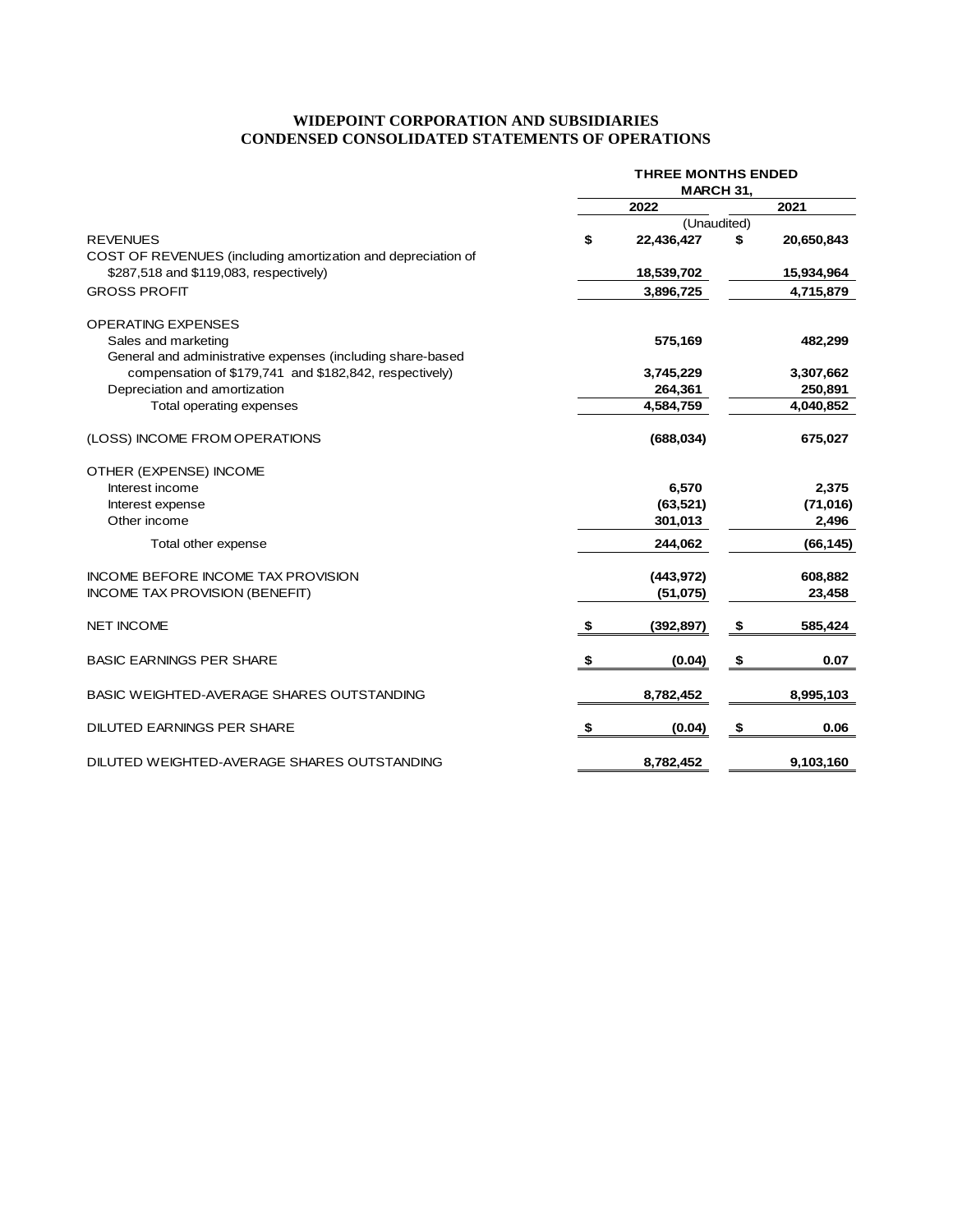**WIDEPOINT CORPORATION AND SUBSIDIARIES**
**CONDENSED CONSOLIDATED STATEMENTS OF OPERATIONS**

| | THREE MONTHS ENDED MARCH 31, | |
|---|---|---|
| | 2022 | 2021 |
| | (Unaudited) | |
| REVENUES | $ 22,436,427 | $ 20,650,843 |
| COST OF REVENUES (including amortization and depreciation of $287,518 and $119,083, respectively) | 18,539,702 | 15,934,964 |
| GROSS PROFIT | 3,896,725 | 4,715,879 |
| OPERATING EXPENSES | | |
| Sales and marketing | 575,169 | 482,299 |
| General and administrative expenses (including share-based compensation of $179,741 and $182,842, respectively) | 3,745,229 | 3,307,662 |
| Depreciation and amortization | 264,361 | 250,891 |
| Total operating expenses | 4,584,759 | 4,040,852 |
| (LOSS) INCOME FROM OPERATIONS | (688,034) | 675,027 |
| OTHER (EXPENSE) INCOME | | |
| Interest income | 6,570 | 2,375 |
| Interest expense | (63,521) | (71,016) |
| Other income | 301,013 | 2,496 |
| Total other expense | 244,062 | (66,145) |
| INCOME BEFORE INCOME TAX PROVISION | (443,972) | 608,882 |
| INCOME TAX PROVISION (BENEFIT) | (51,075) | 23,458 |
| NET INCOME | $ (392,897) | $ 585,424 |
| BASIC EARNINGS PER SHARE | $ (0.04) | $ 0.07 |
| BASIC WEIGHTED-AVERAGE SHARES OUTSTANDING | 8,782,452 | 8,995,103 |
| DILUTED EARNINGS PER SHARE | $ (0.04) | $ 0.06 |
| DILUTED WEIGHTED-AVERAGE SHARES OUTSTANDING | 8,782,452 | 9,103,160 |